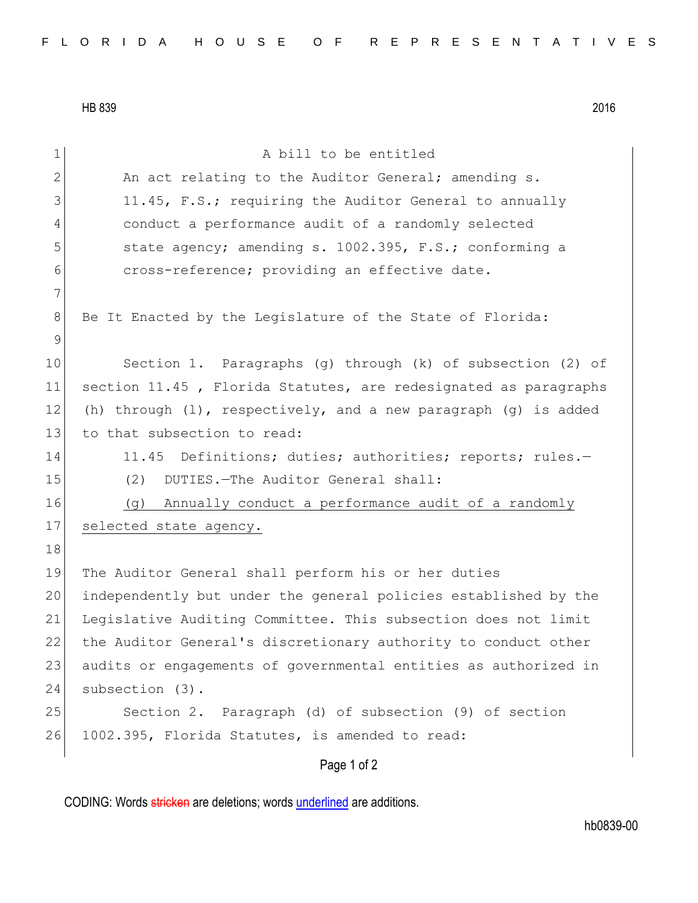HB 839 2016

A bill to be entitled

An act relating to the Auditor General; amending s. 11.45, F.S.; requiring the Auditor General to annually conduct a performance audit of a randomly selected state agency; amending s. 1002.395, F.S.; conforming a cross-reference; providing an effective date.

Be It Enacted by the Legislature of the State of Florida:

Section 1. Paragraphs (g) through (k) of subsection (2) of section 11.45 , Florida Statutes, are redesignated as paragraphs (h) through (l), respectively, and a new paragraph (g) is added to that subsection to read:

11.45 Definitions; duties; authorities; reports; rules.—

(2) DUTIES.—The Auditor General shall:

<u>(g) Annually conduct a performance audit of a randomly selected state agency.</u>

The Auditor General shall perform his or her duties independently but under the general policies established by the Legislative Auditing Committee. This subsection does not limit the Auditor General's discretionary authority to conduct other audits or engagements of governmental entities as authorized in subsection (3).

Section 2. Paragraph (d) of subsection (9) of section 1002.395, Florida Statutes, is amended to read:

CODING: Words ~~stricken~~ are deletions; words <u>underlined</u> are additions.

hb0839-00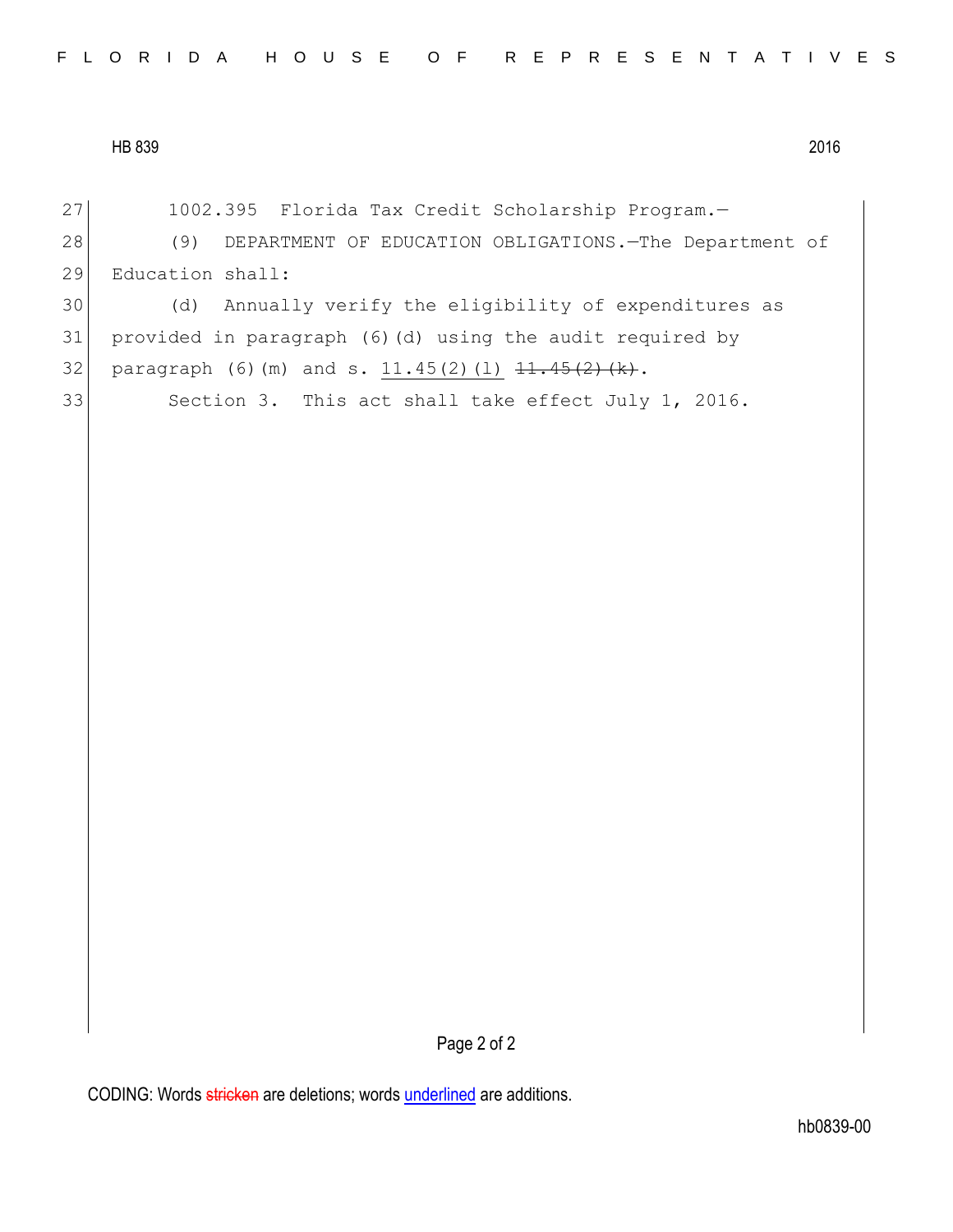1002.395 Florida Tax Credit Scholarship Program.—

(9) DEPARTMENT OF EDUCATION OBLIGATIONS.—The Department of Education shall:

(d) Annually verify the eligibility of expenditures as provided in paragraph (6)(d) using the audit required by paragraph (6)(m) and s. <u>11.45(2)(l)</u> ~~11.45(2)(k)~~.

Section 3. This act shall take effect July 1, 2016.

CODING: Words ~~stricken~~ are deletions; words <u>underlined</u> are additions.